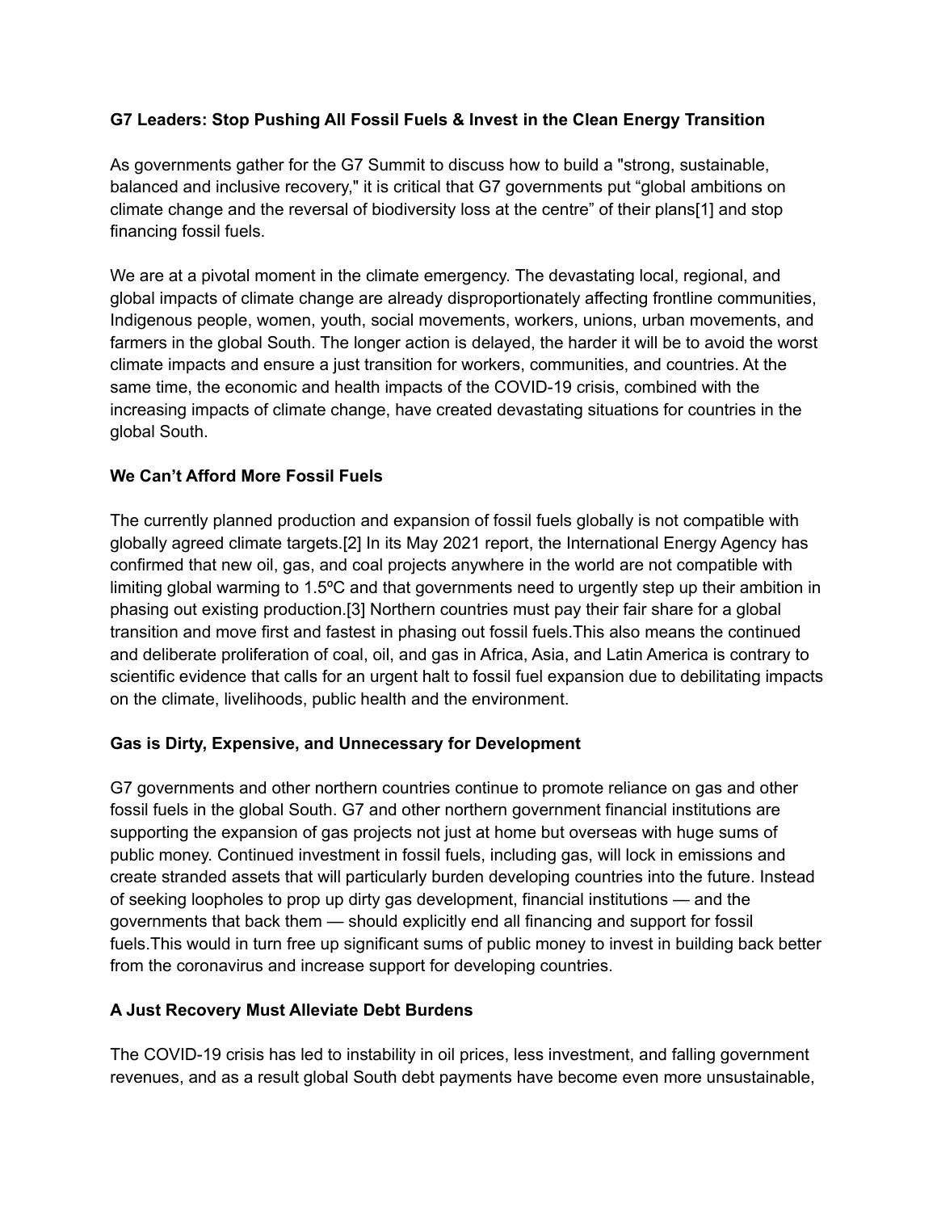**G7 Leaders: Stop Pushing All Fossil Fuels & Invest in the Clean Energy Transition**

As governments gather for the G7 Summit to discuss how to build a "strong, sustainable, balanced and inclusive recovery," it is critical that G7 governments put "global ambitions on climate change and the reversal of biodiversity loss at the centre" of their plans[1] and stop financing fossil fuels.

We are at a pivotal moment in the climate emergency. The devastating local, regional, and global impacts of climate change are already disproportionately affecting frontline communities, Indigenous people, women, youth, social movements, workers, unions, urban movements, and farmers in the global South. The longer action is delayed, the harder it will be to avoid the worst climate impacts and ensure a just transition for workers, communities, and countries. At the same time, the economic and health impacts of the COVID-19 crisis, combined with the increasing impacts of climate change, have created devastating situations for countries in the global South.

**We Can't Afford More Fossil Fuels**

The currently planned production and expansion of fossil fuels globally is not compatible with globally agreed climate targets.[2] In its May 2021 report, the International Energy Agency has confirmed that new oil, gas, and coal projects anywhere in the world are not compatible with limiting global warming to 1.5ºC and that governments need to urgently step up their ambition in phasing out existing production.[3] Northern countries must pay their fair share for a global transition and move first and fastest in phasing out fossil fuels.This also means the continued and deliberate proliferation of coal, oil, and gas in Africa, Asia, and Latin America is contrary to scientific evidence that calls for an urgent halt to fossil fuel expansion due to debilitating impacts on the climate, livelihoods, public health and the environment.

**Gas is Dirty, Expensive, and Unnecessary for Development**

G7 governments and other northern countries continue to promote reliance on gas and other fossil fuels in the global South. G7 and other northern government financial institutions are supporting the expansion of gas projects not just at home but overseas with huge sums of public money. Continued investment in fossil fuels, including gas, will lock in emissions and create stranded assets that will particularly burden developing countries into the future. Instead of seeking loopholes to prop up dirty gas development, financial institutions — and the governments that back them — should explicitly end all financing and support for fossil fuels.This would in turn free up significant sums of public money to invest in building back better from the coronavirus and increase support for developing countries.

**A Just Recovery Must Alleviate Debt Burdens**

The COVID-19 crisis has led to instability in oil prices, less investment, and falling government revenues, and as a result global South debt payments have become even more unsustainable,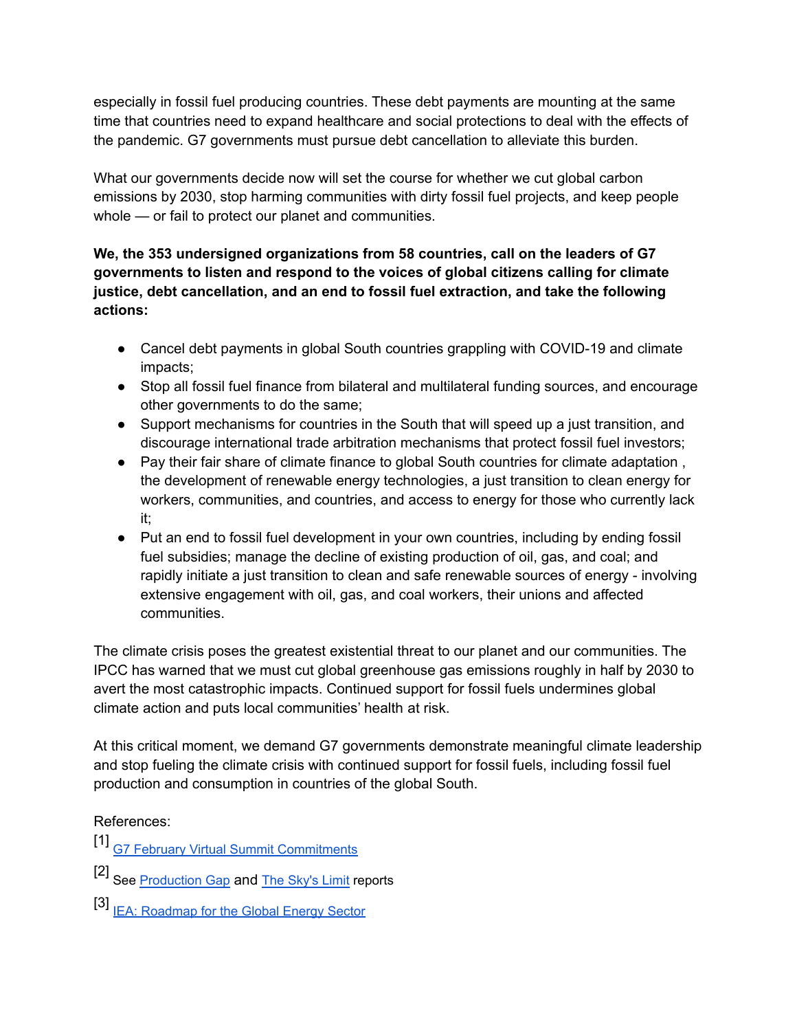especially in fossil fuel producing countries. These debt payments are mounting at the same time that countries need to expand healthcare and social protections to deal with the effects of the pandemic. G7 governments must pursue debt cancellation to alleviate this burden.

What our governments decide now will set the course for whether we cut global carbon emissions by 2030, stop harming communities with dirty fossil fuel projects, and keep people whole — or fail to protect our planet and communities.

**We, the 353 undersigned organizations from 58 countries, call on the leaders of G7 governments to listen and respond to the voices of global citizens calling for climate justice, debt cancellation, and an end to fossil fuel extraction, and take the following actions:**

- Cancel debt payments in global South countries grappling with COVID-19 and climate impacts;
- Stop all fossil fuel finance from bilateral and multilateral funding sources, and encourage other governments to do the same;
- Support mechanisms for countries in the South that will speed up a just transition, and discourage international trade arbitration mechanisms that protect fossil fuel investors;
- Pay their fair share of climate finance to global South countries for climate adaptation , the development of renewable energy technologies, a just transition to clean energy for workers, communities, and countries, and access to energy for those who currently lack it;
- Put an end to fossil fuel development in your own countries, including by ending fossil fuel subsidies; manage the decline of existing production of oil, gas, and coal; and rapidly initiate a just transition to clean and safe renewable sources of energy - involving extensive engagement with oil, gas, and coal workers, their unions and affected communities.

The climate crisis poses the greatest existential threat to our planet and our communities. The IPCC has warned that we must cut global greenhouse gas emissions roughly in half by 2030 to avert the most catastrophic impacts. Continued support for fossil fuels undermines global climate action and puts local communities' health at risk.

At this critical moment, we demand G7 governments demonstrate meaningful climate leadership and stop fueling the climate crisis with continued support for fossil fuels, including fossil fuel production and consumption in countries of the global South.

References:

[1] G7 February Virtual Summit Commitments

[2] See Production Gap and The Sky's Limit reports

[3] IEA: Roadmap for the Global Energy Sector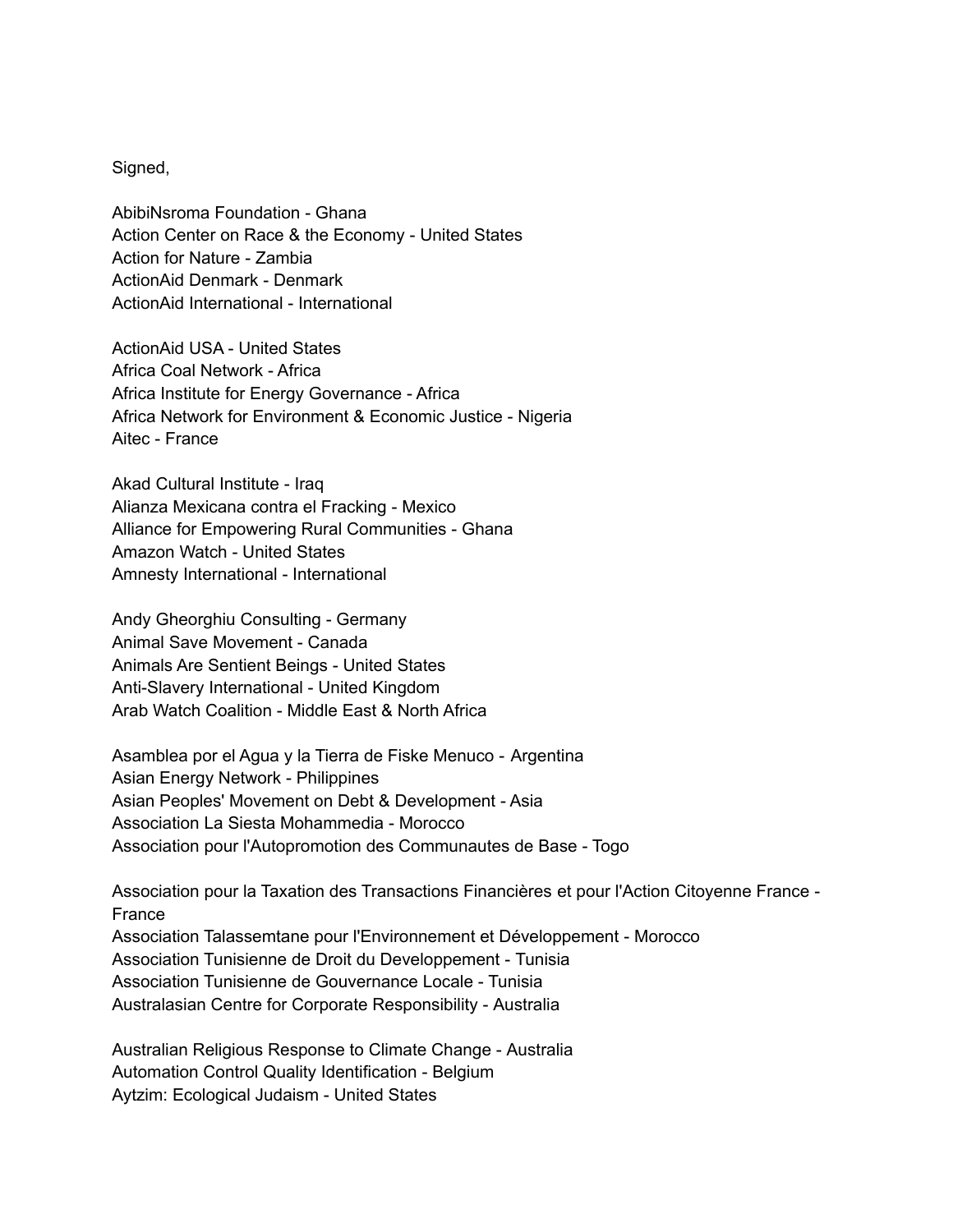Signed,

AbibiNsroma Foundation - Ghana
Action Center on Race & the Economy - United States
Action for Nature - Zambia
ActionAid Denmark - Denmark
ActionAid International - International

ActionAid USA - United States
Africa Coal Network - Africa
Africa Institute for Energy Governance - Africa
Africa Network for Environment & Economic Justice - Nigeria
Aitec - France

Akad Cultural Institute - Iraq
Alianza Mexicana contra el Fracking - Mexico
Alliance for Empowering Rural Communities - Ghana
Amazon Watch - United States
Amnesty International - International

Andy Gheorghiu Consulting - Germany
Animal Save Movement - Canada
Animals Are Sentient Beings - United States
Anti-Slavery International - United Kingdom
Arab Watch Coalition - Middle East & North Africa

Asamblea por el Agua y la Tierra de Fiske Menuco - Argentina
Asian Energy Network - Philippines
Asian Peoples' Movement on Debt & Development - Asia
Association La Siesta Mohammedia - Morocco
Association pour l'Autopromotion des Communautes de Base - Togo

Association pour la Taxation des Transactions Financières et pour l'Action Citoyenne France - France
Association Talassemtane pour l'Environnement et Développement - Morocco
Association Tunisienne de Droit du Developpement - Tunisia
Association Tunisienne de Gouvernance Locale - Tunisia
Australasian Centre for Corporate Responsibility - Australia

Australian Religious Response to Climate Change - Australia
Automation Control Quality Identification - Belgium
Aytzim: Ecological Judaism - United States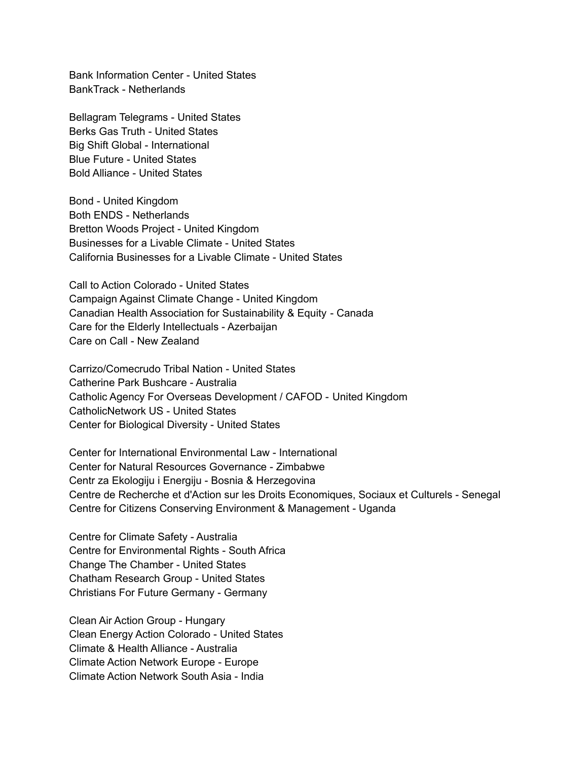Bank Information Center - United States
BankTrack - Netherlands

Bellagram Telegrams - United States
Berks Gas Truth - United States
Big Shift Global - International
Blue Future - United States
Bold Alliance - United States

Bond - United Kingdom
Both ENDS - Netherlands
Bretton Woods Project - United Kingdom
Businesses for a Livable Climate - United States
California Businesses for a Livable Climate - United States

Call to Action Colorado - United States
Campaign Against Climate Change - United Kingdom
Canadian Health Association for Sustainability & Equity - Canada
Care for the Elderly Intellectuals - Azerbaijan
Care on Call - New Zealand

Carrizo/Comecrudo Tribal Nation - United States
Catherine Park Bushcare - Australia
Catholic Agency For Overseas Development / CAFOD - United Kingdom
CatholicNetwork US - United States
Center for Biological Diversity - United States

Center for International Environmental Law - International
Center for Natural Resources Governance - Zimbabwe
Centr za Ekologiju i Energiju - Bosnia & Herzegovina
Centre de Recherche et d'Action sur les Droits Economiques, Sociaux et Culturels - Senegal
Centre for Citizens Conserving Environment & Management - Uganda

Centre for Climate Safety - Australia
Centre for Environmental Rights - South Africa
Change The Chamber - United States
Chatham Research Group - United States
Christians For Future Germany - Germany

Clean Air Action Group - Hungary
Clean Energy Action Colorado - United States
Climate & Health Alliance - Australia
Climate Action Network Europe - Europe
Climate Action Network South Asia - India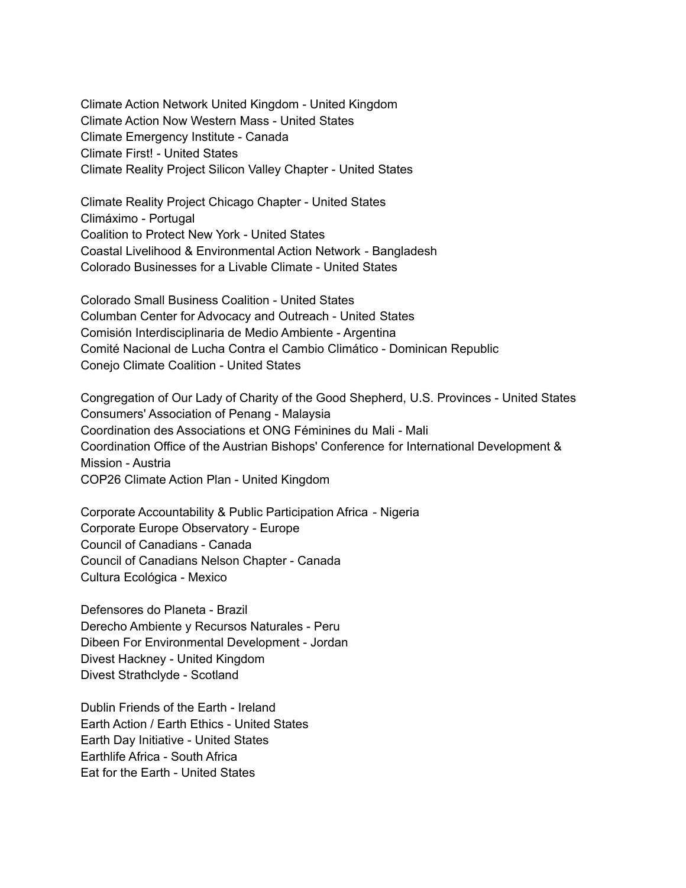Climate Action Network United Kingdom - United Kingdom
Climate Action Now Western Mass - United States
Climate Emergency Institute - Canada
Climate First! - United States
Climate Reality Project Silicon Valley Chapter - United States

Climate Reality Project Chicago Chapter - United States
Climáximo - Portugal
Coalition to Protect New York - United States
Coastal Livelihood & Environmental Action Network - Bangladesh
Colorado Businesses for a Livable Climate - United States

Colorado Small Business Coalition - United States
Columban Center for Advocacy and Outreach - United States
Comisión Interdisciplinaria de Medio Ambiente - Argentina
Comité Nacional de Lucha Contra el Cambio Climático - Dominican Republic
Conejo Climate Coalition - United States

Congregation of Our Lady of Charity of the Good Shepherd, U.S. Provinces - United States
Consumers' Association of Penang - Malaysia
Coordination des Associations et ONG Féminines du Mali - Mali
Coordination Office of the Austrian Bishops' Conference for International Development & Mission - Austria
COP26 Climate Action Plan - United Kingdom

Corporate Accountability & Public Participation Africa - Nigeria
Corporate Europe Observatory - Europe
Council of Canadians - Canada
Council of Canadians Nelson Chapter - Canada
Cultura Ecológica - Mexico

Defensores do Planeta - Brazil
Derecho Ambiente y Recursos Naturales - Peru
Dibeen For Environmental Development - Jordan
Divest Hackney - United Kingdom
Divest Strathclyde - Scotland

Dublin Friends of the Earth - Ireland
Earth Action / Earth Ethics - United States
Earth Day Initiative - United States
Earthlife Africa - South Africa
Eat for the Earth - United States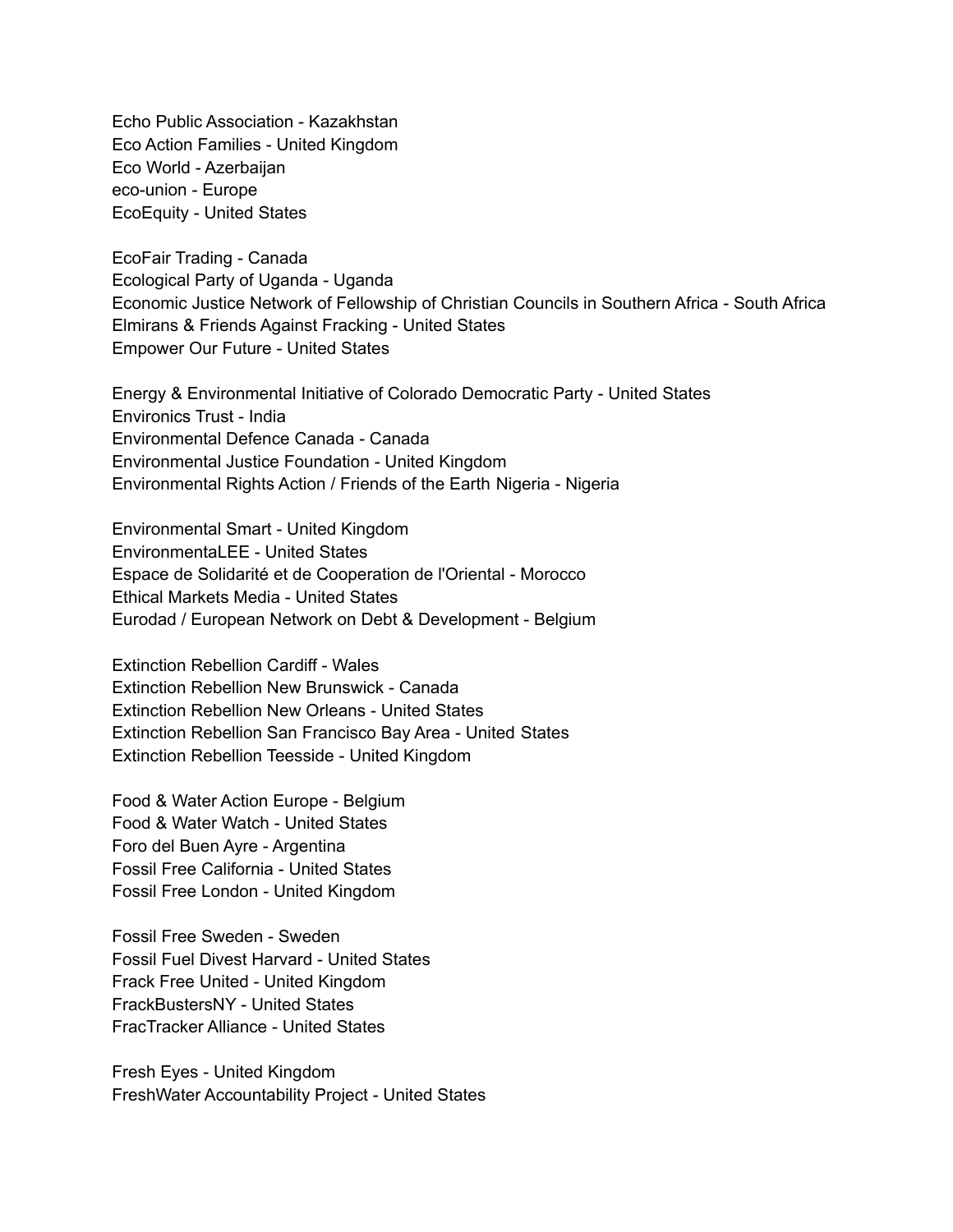Echo Public Association - Kazakhstan
Eco Action Families - United Kingdom
Eco World - Azerbaijan
eco-union - Europe
EcoEquity - United States

EcoFair Trading - Canada
Ecological Party of Uganda - Uganda
Economic Justice Network of Fellowship of Christian Councils in Southern Africa - South Africa
Elmirans & Friends Against Fracking - United States
Empower Our Future - United States

Energy & Environmental Initiative of Colorado Democratic Party - United States
Environics Trust - India
Environmental Defence Canada - Canada
Environmental Justice Foundation - United Kingdom
Environmental Rights Action / Friends of the Earth Nigeria - Nigeria

Environmental Smart - United Kingdom
EnvironmentaLEE - United States
Espace de Solidarité et de Cooperation de l'Oriental - Morocco
Ethical Markets Media - United States
Eurodad / European Network on Debt & Development - Belgium

Extinction Rebellion Cardiff - Wales
Extinction Rebellion New Brunswick - Canada
Extinction Rebellion New Orleans - United States
Extinction Rebellion San Francisco Bay Area - United States
Extinction Rebellion Teesside - United Kingdom

Food & Water Action Europe - Belgium
Food & Water Watch - United States
Foro del Buen Ayre - Argentina
Fossil Free California - United States
Fossil Free London - United Kingdom

Fossil Free Sweden - Sweden
Fossil Fuel Divest Harvard - United States
Frack Free United - United Kingdom
FrackBustersNY - United States
FracTracker Alliance - United States

Fresh Eyes - United Kingdom
FreshWater Accountability Project - United States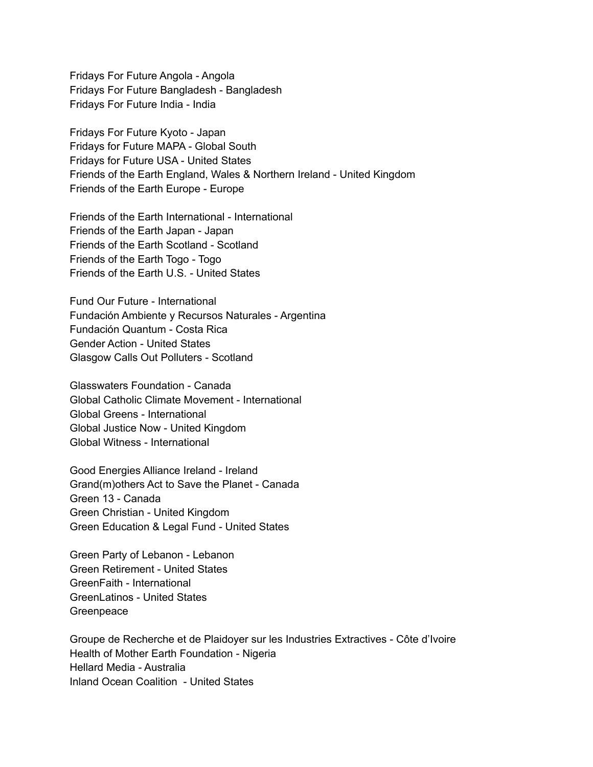Fridays For Future Angola - Angola
Fridays For Future Bangladesh - Bangladesh
Fridays For Future India - India

Fridays For Future Kyoto - Japan
Fridays for Future MAPA - Global South
Fridays for Future USA - United States
Friends of the Earth England, Wales & Northern Ireland - United Kingdom
Friends of the Earth Europe - Europe

Friends of the Earth International - International
Friends of the Earth Japan - Japan
Friends of the Earth Scotland - Scotland
Friends of the Earth Togo - Togo
Friends of the Earth U.S. - United States

Fund Our Future - International
Fundación Ambiente y Recursos Naturales - Argentina
Fundación Quantum - Costa Rica
Gender Action - United States
Glasgow Calls Out Polluters - Scotland

Glasswaters Foundation - Canada
Global Catholic Climate Movement - International
Global Greens - International
Global Justice Now - United Kingdom
Global Witness - International

Good Energies Alliance Ireland - Ireland
Grand(m)others Act to Save the Planet - Canada
Green 13 - Canada
Green Christian - United Kingdom
Green Education & Legal Fund - United States

Green Party of Lebanon - Lebanon
Green Retirement - United States
GreenFaith - International
GreenLatinos - United States
Greenpeace

Groupe de Recherche et de Plaidoyer sur les Industries Extractives - Côte d'Ivoire
Health of Mother Earth Foundation - Nigeria
Hellard Media - Australia
Inland Ocean Coalition - United States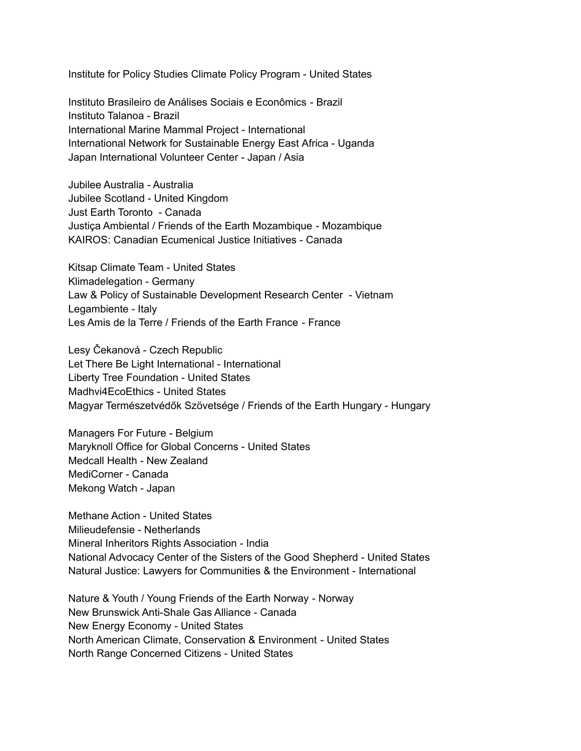Institute for Policy Studies Climate Policy Program - United States

Instituto Brasileiro de Análises Sociais e Econômics - Brazil
Instituto Talanoa - Brazil
International Marine Mammal Project - International
International Network for Sustainable Energy East Africa - Uganda
Japan International Volunteer Center - Japan / Asia

Jubilee Australia - Australia
Jubilee Scotland - United Kingdom
Just Earth Toronto - Canada
Justiça Ambiental / Friends of the Earth Mozambique - Mozambique
KAIROS: Canadian Ecumenical Justice Initiatives - Canada

Kitsap Climate Team - United States
Klimadelegation - Germany
Law & Policy of Sustainable Development Research Center - Vietnam
Legambiente - Italy
Les Amis de la Terre / Friends of the Earth France - France

Lesy Čekanová - Czech Republic
Let There Be Light International - International
Liberty Tree Foundation - United States
Madhvi4EcoEthics - United States
Magyar Természetvédők Szövetsége / Friends of the Earth Hungary - Hungary

Managers For Future - Belgium
Maryknoll Office for Global Concerns - United States
Medcall Health - New Zealand
MediCorner - Canada
Mekong Watch - Japan

Methane Action - United States
Milieudefensie - Netherlands
Mineral Inheritors Rights Association - India
National Advocacy Center of the Sisters of the Good Shepherd - United States
Natural Justice: Lawyers for Communities & the Environment - International

Nature & Youth / Young Friends of the Earth Norway - Norway
New Brunswick Anti-Shale Gas Alliance - Canada
New Energy Economy - United States
North American Climate, Conservation & Environment - United States
North Range Concerned Citizens - United States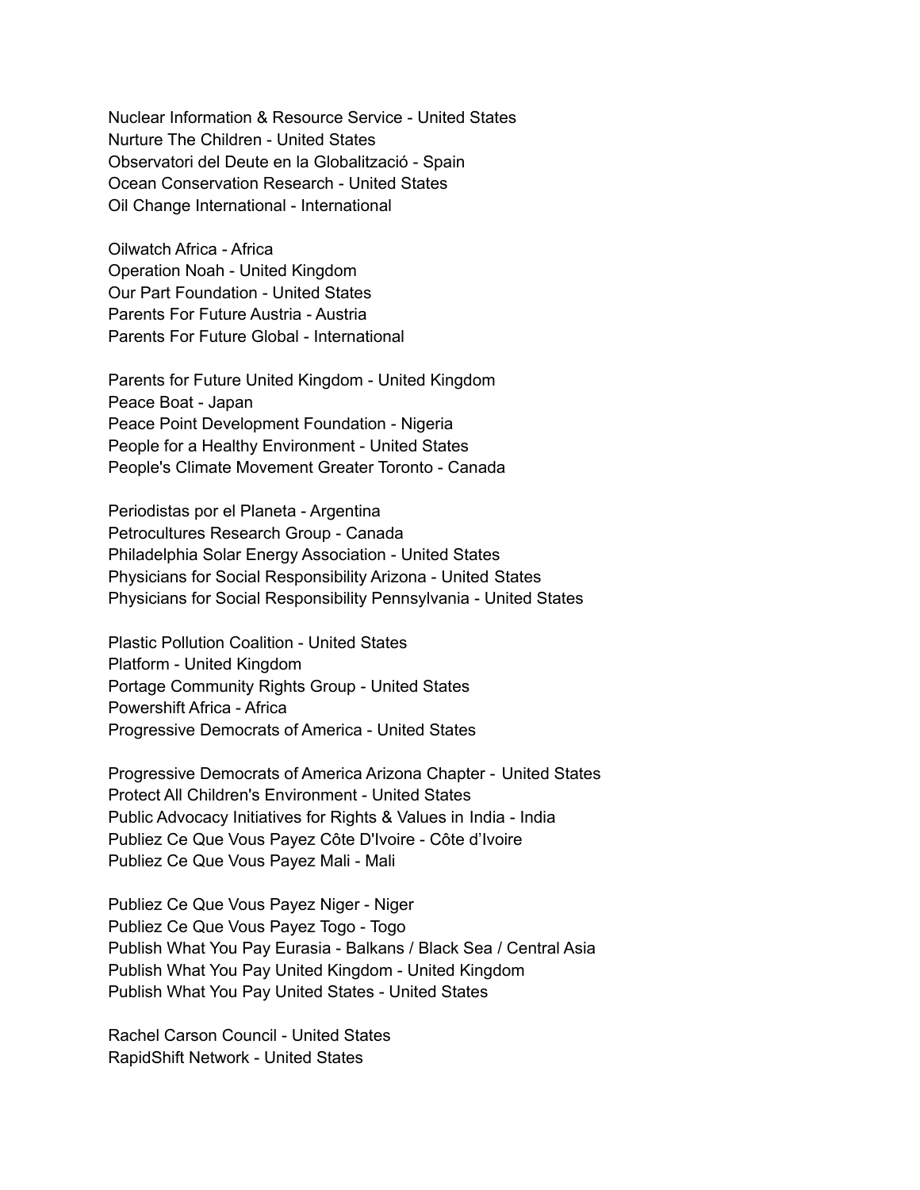Nuclear Information & Resource Service - United States
Nurture The Children - United States
Observatori del Deute en la Globalització - Spain
Ocean Conservation Research - United States
Oil Change International - International

Oilwatch Africa - Africa
Operation Noah - United Kingdom
Our Part Foundation - United States
Parents For Future Austria - Austria
Parents For Future Global - International

Parents for Future United Kingdom - United Kingdom
Peace Boat - Japan
Peace Point Development Foundation - Nigeria
People for a Healthy Environment - United States
People's Climate Movement Greater Toronto - Canada

Periodistas por el Planeta - Argentina
Petrocultures Research Group - Canada
Philadelphia Solar Energy Association - United States
Physicians for Social Responsibility Arizona - United States
Physicians for Social Responsibility Pennsylvania - United States

Plastic Pollution Coalition - United States
Platform - United Kingdom
Portage Community Rights Group - United States
Powershift Africa - Africa
Progressive Democrats of America - United States

Progressive Democrats of America Arizona Chapter - United States
Protect All Children's Environment - United States
Public Advocacy Initiatives for Rights & Values in India - India
Publiez Ce Que Vous Payez Côte D'Ivoire - Côte d'Ivoire
Publiez Ce Que Vous Payez Mali - Mali

Publiez Ce Que Vous Payez Niger - Niger
Publiez Ce Que Vous Payez Togo - Togo
Publish What You Pay Eurasia - Balkans / Black Sea / Central Asia
Publish What You Pay United Kingdom - United Kingdom
Publish What You Pay United States - United States

Rachel Carson Council - United States
RapidShift Network - United States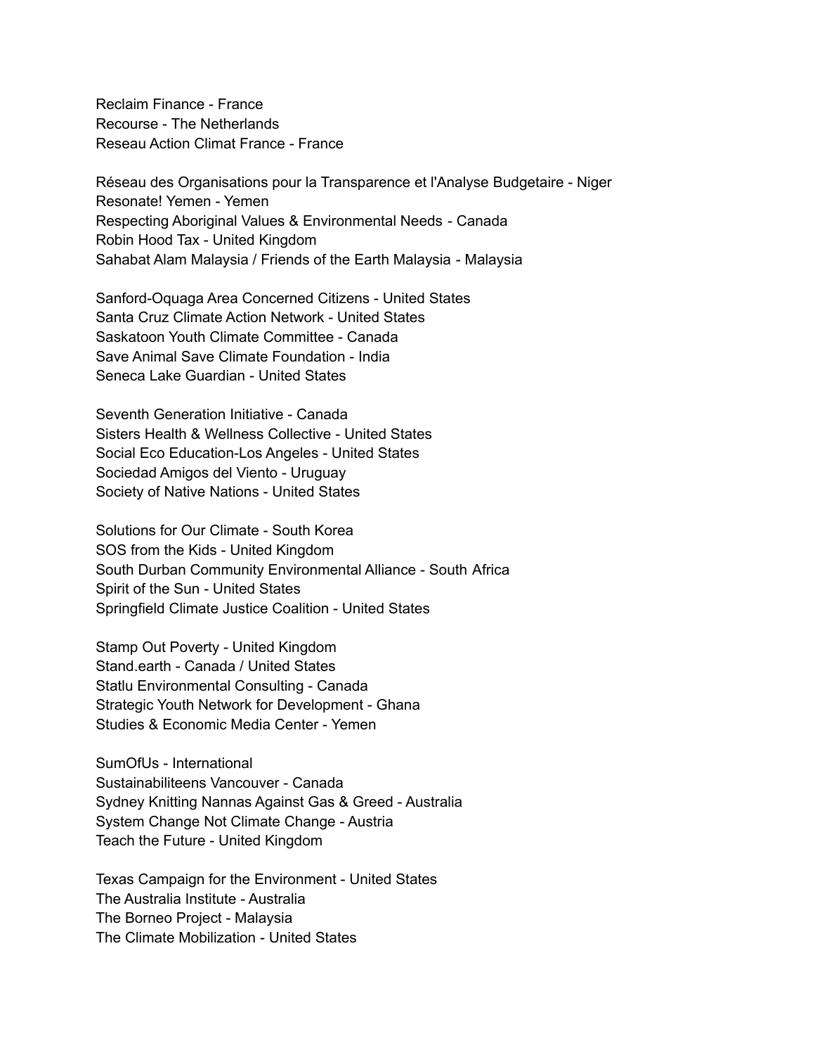Reclaim Finance - France
Recourse - The Netherlands
Reseau Action Climat France - France

Réseau des Organisations pour la Transparence et l'Analyse Budgetaire - Niger
Resonate! Yemen - Yemen
Respecting Aboriginal Values & Environmental Needs - Canada
Robin Hood Tax - United Kingdom
Sahabat Alam Malaysia / Friends of the Earth Malaysia - Malaysia

Sanford-Oquaga Area Concerned Citizens - United States
Santa Cruz Climate Action Network - United States
Saskatoon Youth Climate Committee - Canada
Save Animal Save Climate Foundation - India
Seneca Lake Guardian - United States

Seventh Generation Initiative - Canada
Sisters Health & Wellness Collective - United States
Social Eco Education-Los Angeles - United States
Sociedad Amigos del Viento - Uruguay
Society of Native Nations - United States

Solutions for Our Climate - South Korea
SOS from the Kids - United Kingdom
South Durban Community Environmental Alliance - South Africa
Spirit of the Sun - United States
Springfield Climate Justice Coalition - United States

Stamp Out Poverty - United Kingdom
Stand.earth - Canada / United States
Statlu Environmental Consulting - Canada
Strategic Youth Network for Development - Ghana
Studies & Economic Media Center - Yemen

SumOfUs - International
Sustainabiliteens Vancouver - Canada
Sydney Knitting Nannas Against Gas & Greed - Australia
System Change Not Climate Change - Austria
Teach the Future - United Kingdom

Texas Campaign for the Environment - United States
The Australia Institute - Australia
The Borneo Project - Malaysia
The Climate Mobilization - United States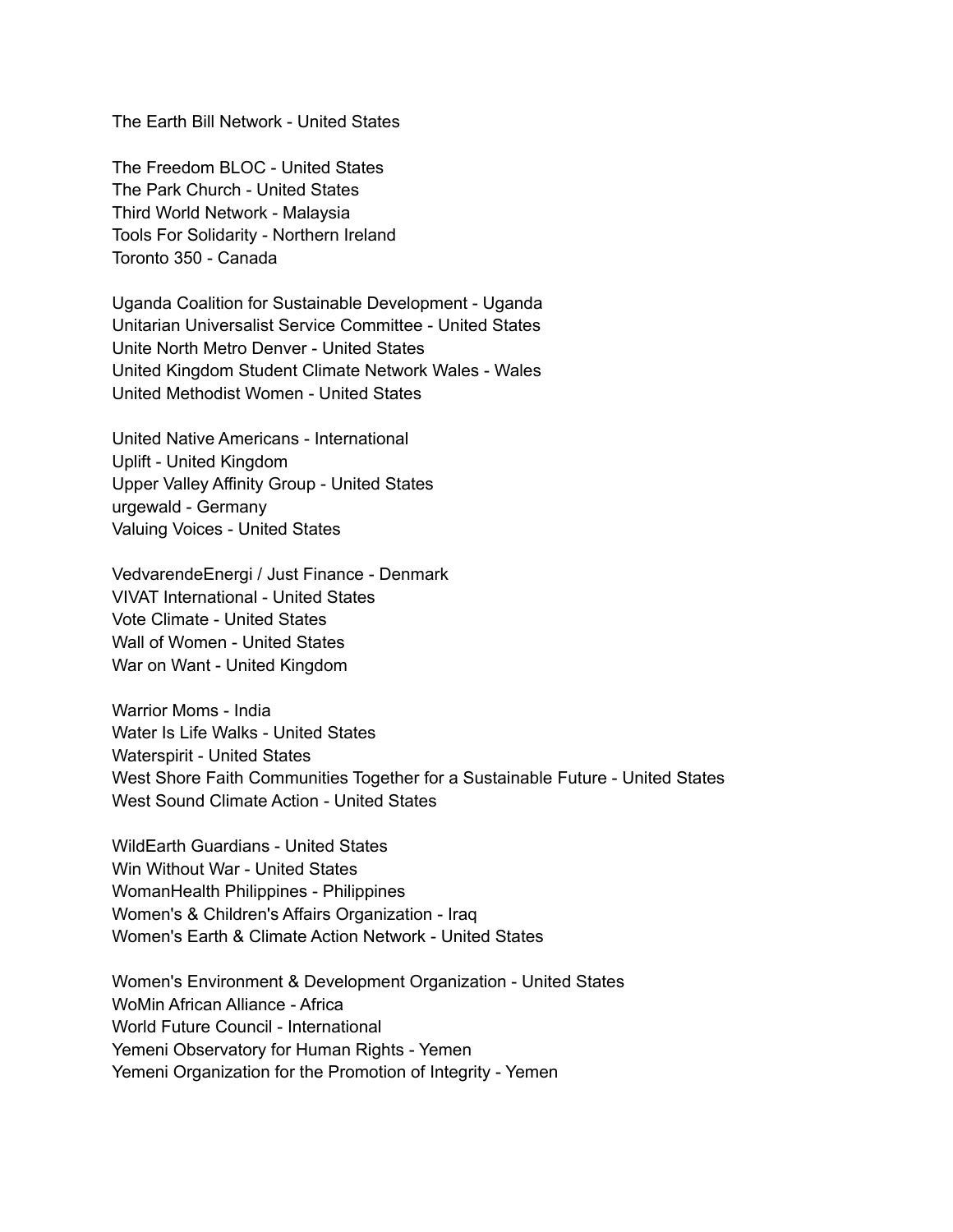The Earth Bill Network - United States

The Freedom BLOC - United States
The Park Church - United States
Third World Network - Malaysia
Tools For Solidarity - Northern Ireland
Toronto 350 - Canada

Uganda Coalition for Sustainable Development - Uganda
Unitarian Universalist Service Committee - United States
Unite North Metro Denver - United States
United Kingdom Student Climate Network Wales - Wales
United Methodist Women - United States

United Native Americans - International
Uplift - United Kingdom
Upper Valley Affinity Group - United States
urgewald - Germany
Valuing Voices - United States

VedvarendeEnergi / Just Finance - Denmark
VIVAT International - United States
Vote Climate - United States
Wall of Women - United States
War on Want - United Kingdom

Warrior Moms - India
Water Is Life Walks - United States
Waterspirit - United States
West Shore Faith Communities Together for a Sustainable Future - United States
West Sound Climate Action - United States

WildEarth Guardians - United States
Win Without War - United States
WomanHealth Philippines - Philippines
Women's & Children's Affairs Organization - Iraq
Women's Earth & Climate Action Network - United States

Women's Environment & Development Organization - United States
WoMin African Alliance - Africa
World Future Council - International
Yemeni Observatory for Human Rights - Yemen
Yemeni Organization for the Promotion of Integrity - Yemen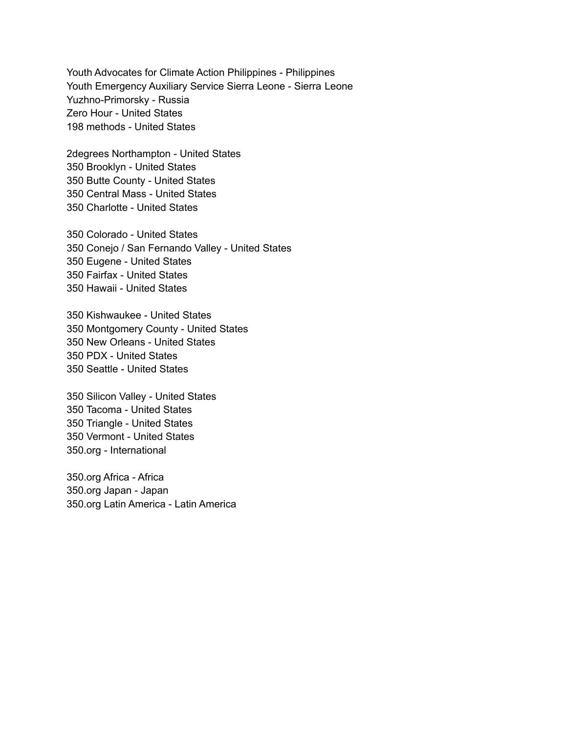Youth Advocates for Climate Action Philippines - Philippines
Youth Emergency Auxiliary Service Sierra Leone - Sierra Leone
Yuzhno-Primorsky - Russia
Zero Hour - United States
198 methods - United States

2degrees Northampton - United States
350 Brooklyn - United States
350 Butte County - United States
350 Central Mass - United States
350 Charlotte - United States

350 Colorado - United States
350 Conejo / San Fernando Valley - United States
350 Eugene - United States
350 Fairfax - United States
350 Hawaii - United States

350 Kishwaukee - United States
350 Montgomery County - United States
350 New Orleans - United States
350 PDX - United States
350 Seattle - United States

350 Silicon Valley - United States
350 Tacoma - United States
350 Triangle - United States
350 Vermont - United States
350.org - International

350.org Africa - Africa
350.org Japan - Japan
350.org Latin America - Latin America